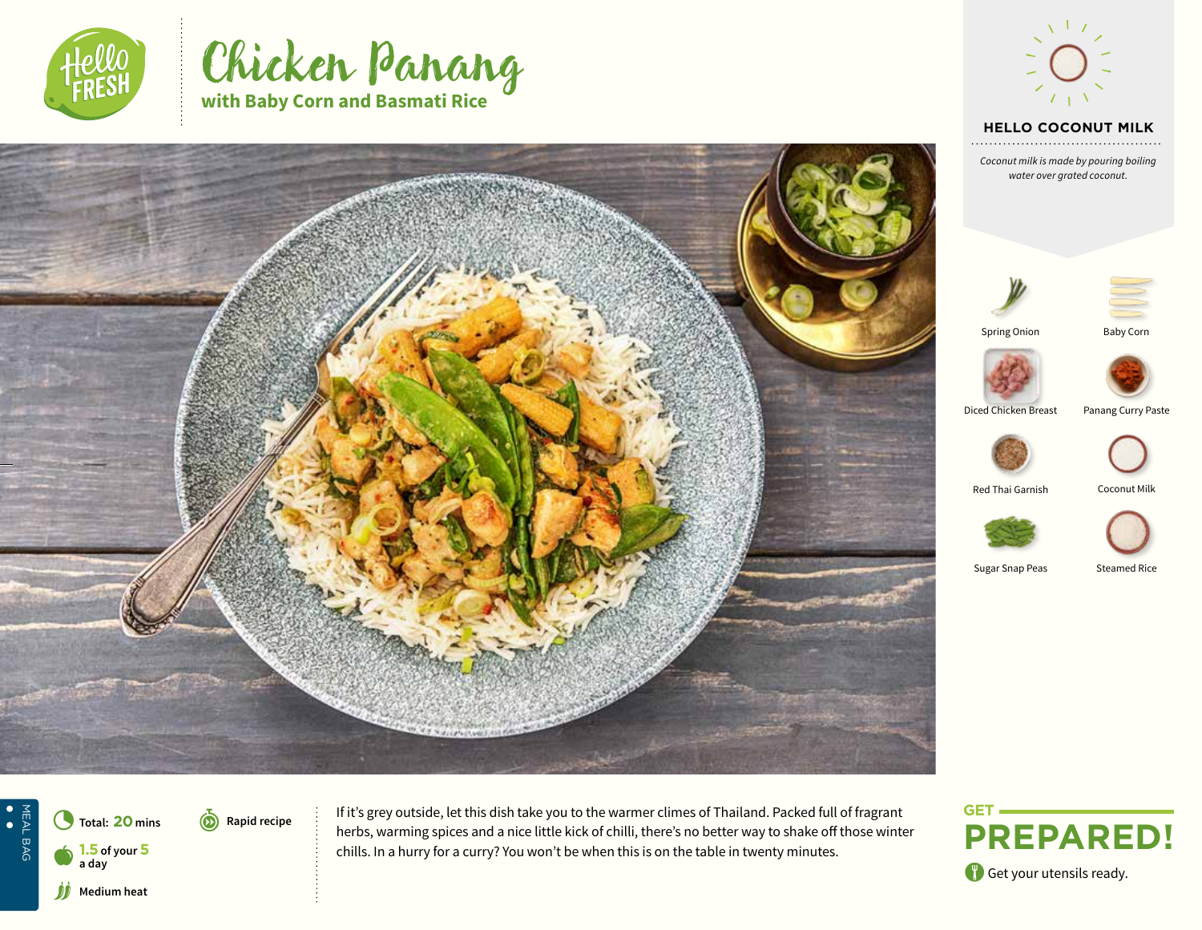# Chicken Panang

## with Baby Corn and Basmati Rice

### HELLO COCONUT MILK

*Coconut milk is made by pouring boiling water over grated coconut.*

- Spring Onion
- Baby Corn
- Diced Chicken Breast
- Panang Curry Paste
- Red Thai Garnish
- Coconut Milk
- Sugar Snap Peas
- Steamed Rice

MEAL BAG

**Total: 20 mins**

**1.5 of your 5 a day**

**Medium heat**

**Rapid recipe**

If it's grey outside, let this dish take you to the warmer climes of Thailand. Packed full of fragrant herbs, warming spices and a nice little kick of chilli, there's no better way to shake off those winter chills. In a hurry for a curry? You won't be when this is on the table in twenty minutes.

## GET PREPARED!

Get your utensils ready.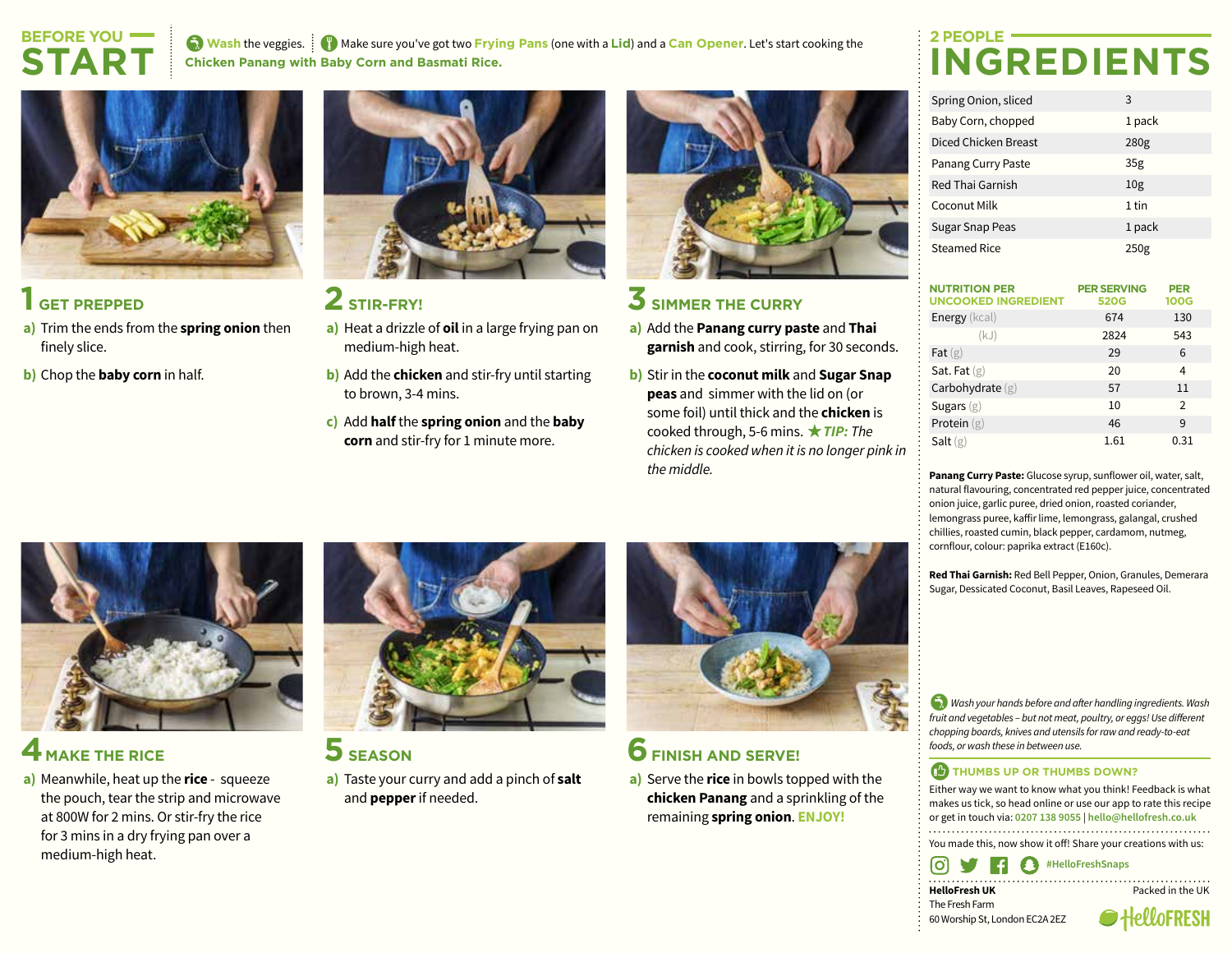## BEFORE YOU START

Wash the veggies. Make sure you've got two **Frying Pans** (one with a **Lid**) and a **Can Opener**. Let's start cooking the **Chicken Panang with Baby Corn and Basmati Rice.**

## 1 GET PREPPED

**a)** Trim the ends from the **spring onion** then finely slice.

**b)** Chop the **baby corn** in half.

## 2 STIR-FRY!

**a)** Heat a drizzle of **oil** in a large frying pan on medium-high heat.

**b)** Add the **chicken** and stir-fry until starting to brown, 3-4 mins.

**c)** Add **half** the **spring onion** and the **baby corn** and stir-fry for 1 minute more.

## 3 SIMMER THE CURRY

**a)** Add the **Panang curry paste** and **Thai garnish** and cook, stirring, for 30 seconds.

**b)** Stir in the **coconut milk** and **Sugar Snap peas** and simmer with the lid on (or some foil) until thick and the **chicken** is cooked through, 5-6 mins. ★ ***TIP:*** *The chicken is cooked when it is no longer pink in the middle.*

## 4 MAKE THE RICE

**a)** Meanwhile, heat up the **rice** - squeeze the pouch, tear the strip and microwave at 800W for 2 mins. Or stir-fry the rice for 3 mins in a dry frying pan over a medium-high heat.

## 5 SEASON

**a)** Taste your curry and add a pinch of **salt** and **pepper** if needed.

## 6 FINISH AND SERVE!

**a)** Serve the **rice** in bowls topped with the **chicken Panang** and a sprinkling of the remaining **spring onion**. **ENJOY!**

## 2 PEOPLE INGREDIENTS

| | |
|---|---|
| Spring Onion, sliced | 3 |
| Baby Corn, chopped | 1 pack |
| Diced Chicken Breast | 280g |
| Panang Curry Paste | 35g |
| Red Thai Garnish | 10g |
| Coconut Milk | 1 tin |
| Sugar Snap Peas | 1 pack |
| Steamed Rice | 250g |

| NUTRITION PER UNCOOKED INGREDIENT | PER SERVING 520G | PER 100G |
|---|---|---|
| Energy (kcal) | 674 | 130 |
| (kJ) | 2824 | 543 |
| Fat (g) | 29 | 6 |
| Sat. Fat (g) | 20 | 4 |
| Carbohydrate (g) | 57 | 11 |
| Sugars (g) | 10 | 2 |
| Protein (g) | 46 | 9 |
| Salt (g) | 1.61 | 0.31 |

**Panang Curry Paste:** Glucose syrup, sunflower oil, water, salt, natural flavouring, concentrated red pepper juice, concentrated onion juice, garlic puree, dried onion, roasted coriander, lemongrass puree, kaffir lime, lemongrass, galangal, crushed chillies, roasted cumin, black pepper, cardamom, nutmeg, cornflour, colour: paprika extract (E160c).

**Red Thai Garnish:** Red Bell Pepper, Onion, Granules, Demerara Sugar, Dessicated Coconut, Basil Leaves, Rapeseed Oil.

*Wash your hands before and after handling ingredients. Wash fruit and vegetables – but not meat, poultry, or eggs! Use different chopping boards, knives and utensils for raw and ready-to-eat foods, or wash these in between use.*

**THUMBS UP OR THUMBS DOWN?**

Either way we want to know what you think! Feedback is what makes us tick, so head online or use our app to rate this recipe or get in touch via: **0207 138 9055** | **hello@hellofresh.co.uk**

You made this, now show it off! Share your creations with us: **#HelloFreshSnaps**

**HelloFresh UK**
The Fresh Farm
60 Worship St, London EC2A 2EZ

Packed in the UK

HelloFRESH